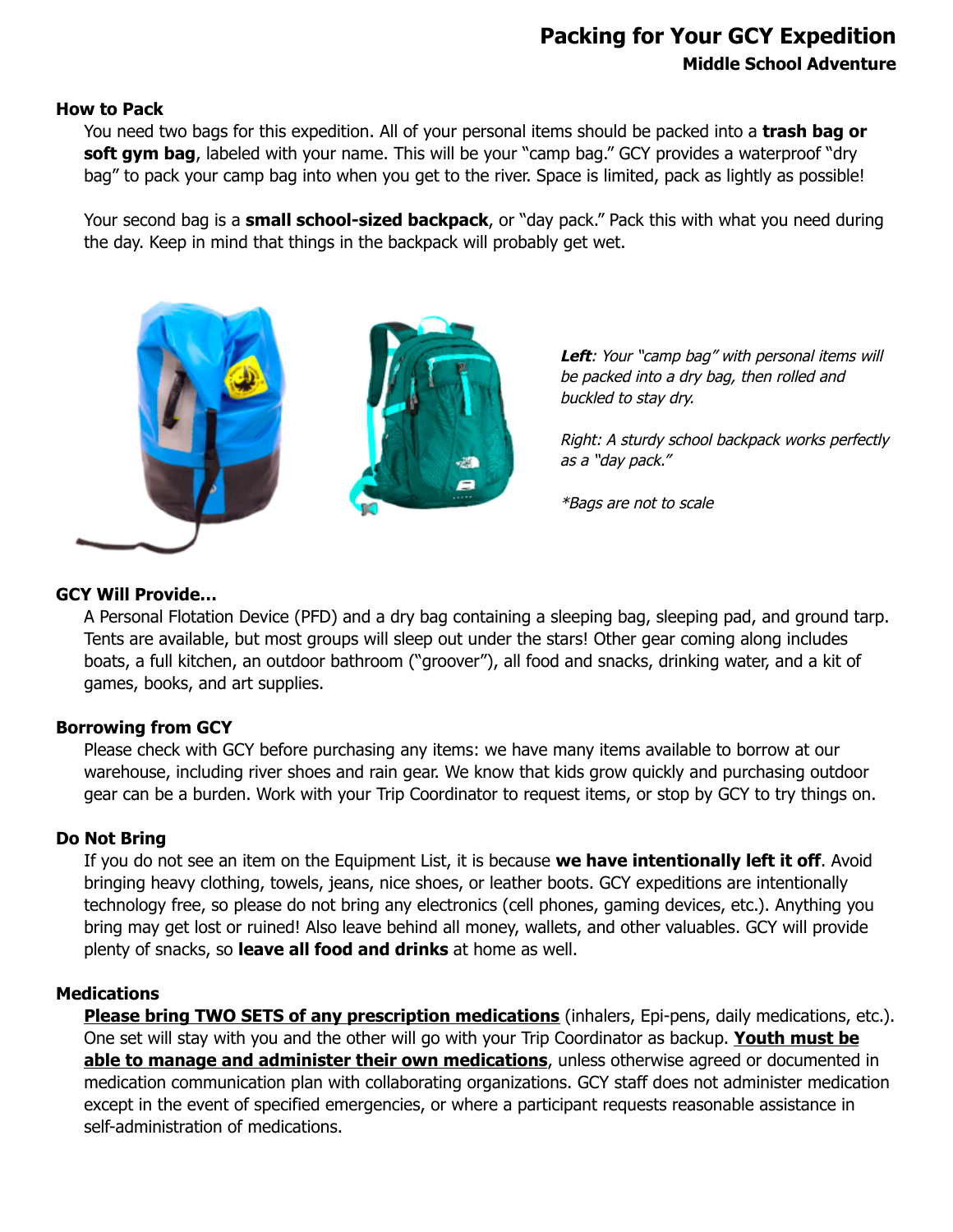# Packing for Your GCY Expedition

## Middle School Adventure

### How to Pack

You need two bags for this expedition. All of your personal items should be packed into a **trash bag or soft gym bag**, labeled with your name. This will be your "camp bag." GCY provides a waterproof "dry bag" to pack your camp bag into when you get to the river. Space is limited, pack as lightly as possible!

Your second bag is a **small school-sized backpack**, or "day pack." Pack this with what you need during the day. Keep in mind that things in the backpack will probably get wet.

***Left**: Your "camp bag" with personal items will be packed into a dry bag, then rolled and buckled to stay dry.*

*Right: A sturdy school backpack works perfectly as a "day pack."*

**Bags are not to scale*

### GCY Will Provide…

A Personal Flotation Device (PFD) and a dry bag containing a sleeping bag, sleeping pad, and ground tarp. Tents are available, but most groups will sleep out under the stars! Other gear coming along includes boats, a full kitchen, an outdoor bathroom ("groover"), all food and snacks, drinking water, and a kit of games, books, and art supplies.

### Borrowing from GCY

Please check with GCY before purchasing any items: we have many items available to borrow at our warehouse, including river shoes and rain gear. We know that kids grow quickly and purchasing outdoor gear can be a burden. Work with your Trip Coordinator to request items, or stop by GCY to try things on.

### Do Not Bring

If you do not see an item on the Equipment List, it is because **we have intentionally left it off**. Avoid bringing heavy clothing, towels, jeans, nice shoes, or leather boots. GCY expeditions are intentionally technology free, so please do not bring any electronics (cell phones, gaming devices, etc.). Anything you bring may get lost or ruined! Also leave behind all money, wallets, and other valuables. GCY will provide plenty of snacks, so **leave all food and drinks** at home as well.

### Medications

**Please bring TWO SETS of any prescription medications** (inhalers, Epi-pens, daily medications, etc.). One set will stay with you and the other will go with your Trip Coordinator as backup. **Youth must be able to manage and administer their own medications**, unless otherwise agreed or documented in medication communication plan with collaborating organizations. GCY staff does not administer medication except in the event of specified emergencies, or where a participant requests reasonable assistance in self-administration of medications.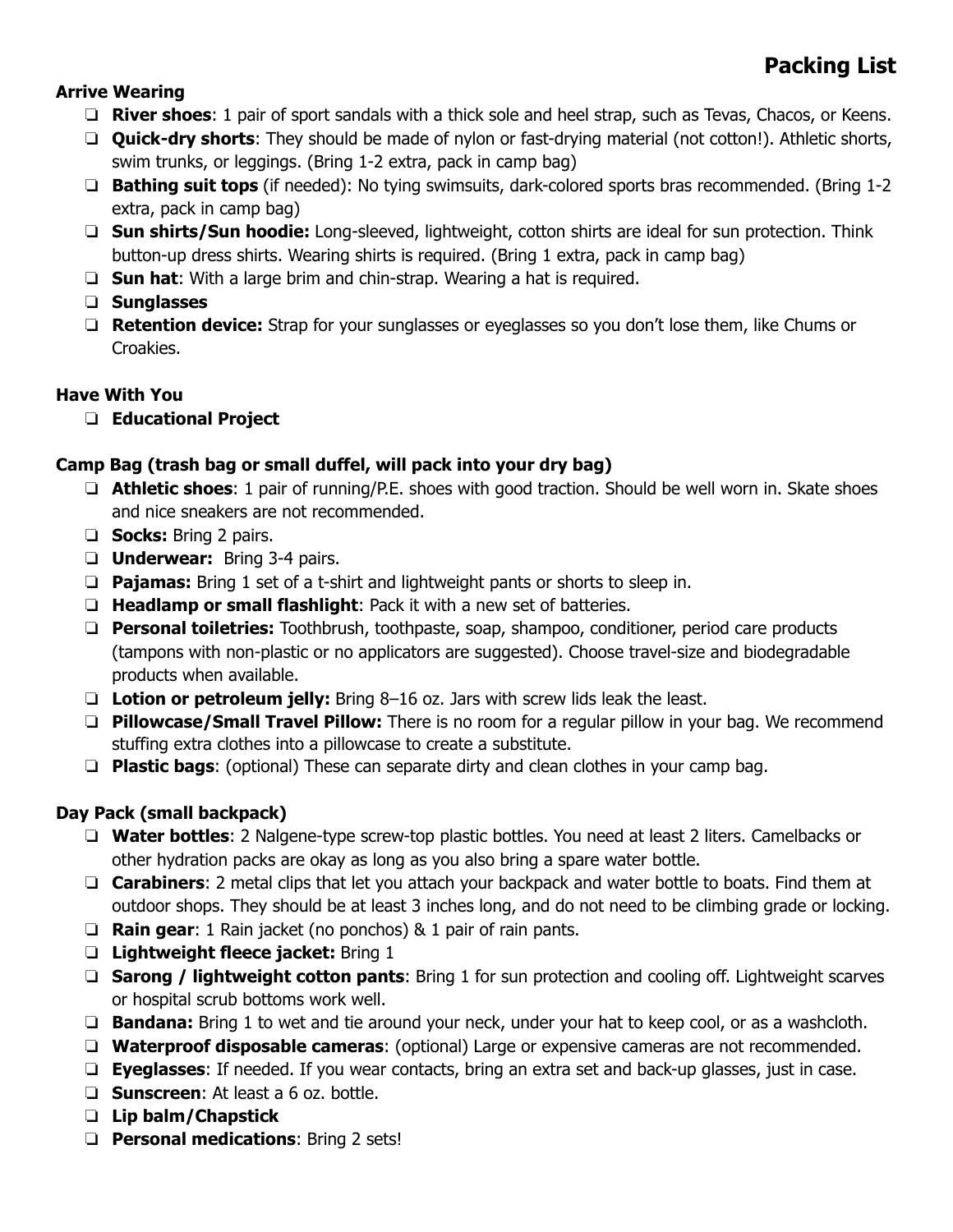# Packing List

**Arrive Wearing**

- ❑ **River shoes**: 1 pair of sport sandals with a thick sole and heel strap, such as Tevas, Chacos, or Keens.
- ❑ **Quick-dry shorts**: They should be made of nylon or fast-drying material (not cotton!). Athletic shorts, swim trunks, or leggings. (Bring 1-2 extra, pack in camp bag)
- ❑ **Bathing suit tops** (if needed): No tying swimsuits, dark-colored sports bras recommended. (Bring 1-2 extra, pack in camp bag)
- ❑ **Sun shirts/Sun hoodie:** Long-sleeved, lightweight, cotton shirts are ideal for sun protection. Think button-up dress shirts. Wearing shirts is required. (Bring 1 extra, pack in camp bag)
- ❑ **Sun hat**: With a large brim and chin-strap. Wearing a hat is required.
- ❑ **Sunglasses**
- ❑ **Retention device:** Strap for your sunglasses or eyeglasses so you don't lose them, like Chums or Croakies.

**Have With You**

- ❑ **Educational Project**

**Camp Bag (trash bag or small duffel, will pack into your dry bag)**

- ❑ **Athletic shoes**: 1 pair of running/P.E. shoes with good traction. Should be well worn in. Skate shoes and nice sneakers are not recommended.
- ❑ **Socks:** Bring 2 pairs.
- ❑ **Underwear:** Bring 3-4 pairs.
- ❑ **Pajamas:** Bring 1 set of a t-shirt and lightweight pants or shorts to sleep in.
- ❑ **Headlamp or small flashlight**: Pack it with a new set of batteries.
- ❑ **Personal toiletries:** Toothbrush, toothpaste, soap, shampoo, conditioner, period care products (tampons with non-plastic or no applicators are suggested). Choose travel-size and biodegradable products when available.
- ❑ **Lotion or petroleum jelly:** Bring 8–16 oz. Jars with screw lids leak the least.
- ❑ **Pillowcase/Small Travel Pillow:** There is no room for a regular pillow in your bag. We recommend stuffing extra clothes into a pillowcase to create a substitute.
- ❑ **Plastic bags**: (optional) These can separate dirty and clean clothes in your camp bag.

**Day Pack (small backpack)**

- ❑ **Water bottles**: 2 Nalgene-type screw-top plastic bottles. You need at least 2 liters. Camelbacks or other hydration packs are okay as long as you also bring a spare water bottle.
- ❑ **Carabiners**: 2 metal clips that let you attach your backpack and water bottle to boats. Find them at outdoor shops. They should be at least 3 inches long, and do not need to be climbing grade or locking.
- ❑ **Rain gear**: 1 Rain jacket (no ponchos) & 1 pair of rain pants.
- ❑ **Lightweight fleece jacket:** Bring 1
- ❑ **Sarong / lightweight cotton pants**: Bring 1 for sun protection and cooling off. Lightweight scarves or hospital scrub bottoms work well.
- ❑ **Bandana:** Bring 1 to wet and tie around your neck, under your hat to keep cool, or as a washcloth.
- ❑ **Waterproof disposable cameras**: (optional) Large or expensive cameras are not recommended.
- ❑ **Eyeglasses**: If needed. If you wear contacts, bring an extra set and back-up glasses, just in case.
- ❑ **Sunscreen**: At least a 6 oz. bottle.
- ❑ **Lip balm/Chapstick**
- ❑ **Personal medications**: Bring 2 sets!